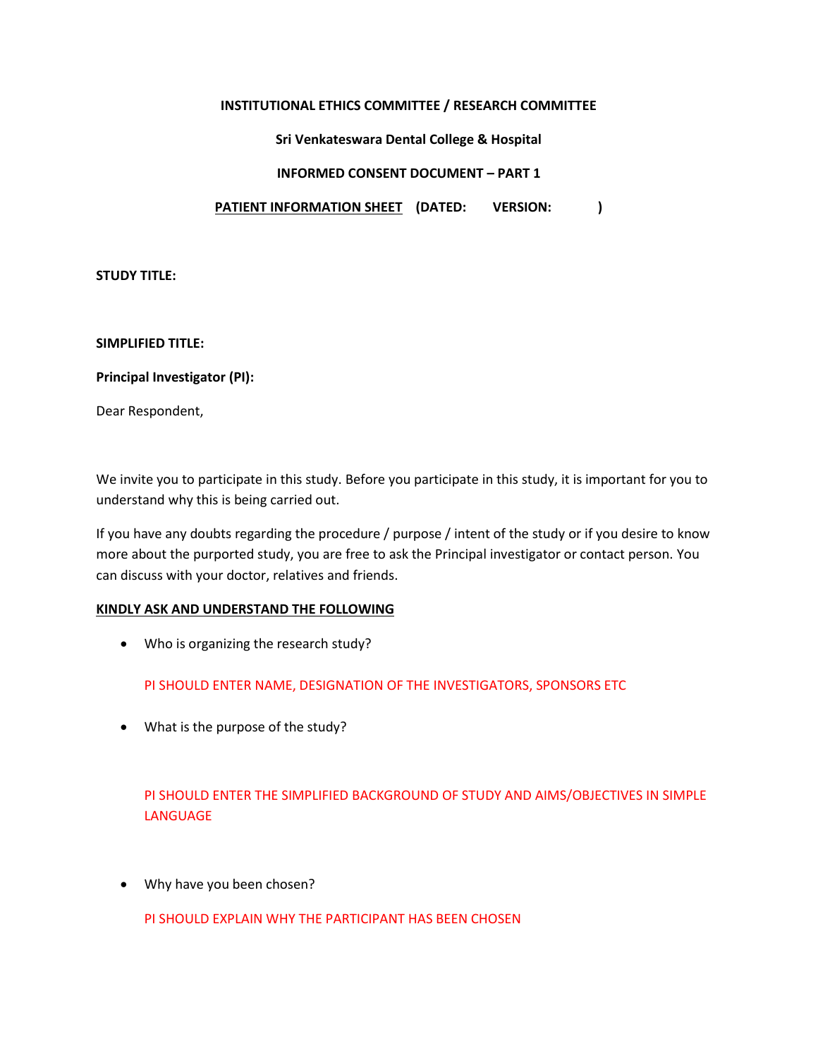**INSTITUTIONAL ETHICS COMMITTEE / RESEARCH COMMITTEE**

**Sri Venkateswara Dental College & Hospital**

**INFORMED CONSENT DOCUMENT – PART 1**

**<u>PATIENT INFORMATION SHEET</u> (DATED: VERSION: )**

**STUDY TITLE:**

**SIMPLIFIED TITLE:**

**Principal Investigator (PI):**

Dear Respondent,

We invite you to participate in this study. Before you participate in this study, it is important for you to understand why this is being carried out.

If you have any doubts regarding the procedure / purpose / intent of the study or if you desire to know more about the purported study, you are free to ask the Principal investigator or contact person. You can discuss with your doctor, relatives and friends.

**<u>KINDLY ASK AND UNDERSTAND THE FOLLOWING</u>**

- Who is organizing the research study?

  PI SHOULD ENTER NAME, DESIGNATION OF THE INVESTIGATORS, SPONSORS ETC

- What is the purpose of the study?

  PI SHOULD ENTER THE SIMPLIFIED BACKGROUND OF STUDY AND AIMS/OBJECTIVES IN SIMPLE LANGUAGE

- Why have you been chosen?

  PI SHOULD EXPLAIN WHY THE PARTICIPANT HAS BEEN CHOSEN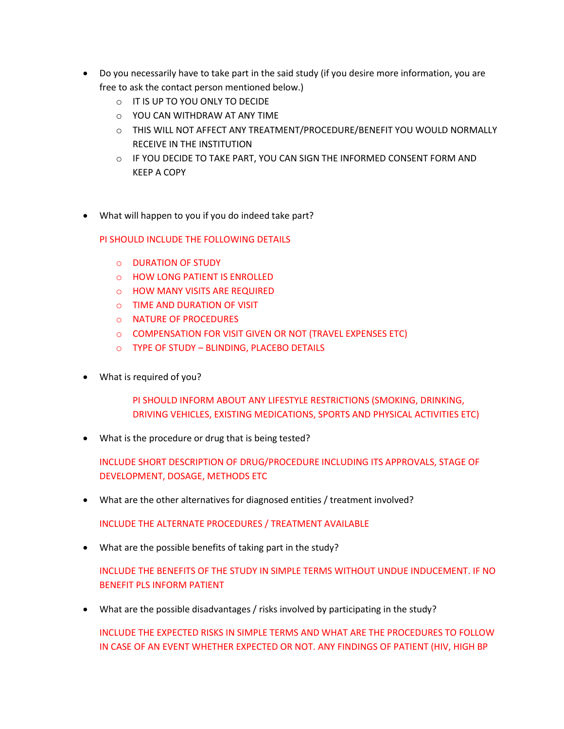- Do you necessarily have to take part in the said study (if you desire more information, you are free to ask the contact person mentioned below.)
  - IT IS UP TO YOU ONLY TO DECIDE
  - YOU CAN WITHDRAW AT ANY TIME
  - THIS WILL NOT AFFECT ANY TREATMENT/PROCEDURE/BENEFIT YOU WOULD NORMALLY RECEIVE IN THE INSTITUTION
  - IF YOU DECIDE TO TAKE PART, YOU CAN SIGN THE INFORMED CONSENT FORM AND KEEP A COPY

- What will happen to you if you do indeed take part?

  PI SHOULD INCLUDE THE FOLLOWING DETAILS

  - DURATION OF STUDY
  - HOW LONG PATIENT IS ENROLLED
  - HOW MANY VISITS ARE REQUIRED
  - TIME AND DURATION OF VISIT
  - NATURE OF PROCEDURES
  - COMPENSATION FOR VISIT GIVEN OR NOT (TRAVEL EXPENSES ETC)
  - TYPE OF STUDY – BLINDING, PLACEBO DETAILS

- What is required of you?

  PI SHOULD INFORM ABOUT ANY LIFESTYLE RESTRICTIONS (SMOKING, DRINKING, DRIVING VEHICLES, EXISTING MEDICATIONS, SPORTS AND PHYSICAL ACTIVITIES ETC)

- What is the procedure or drug that is being tested?

  INCLUDE SHORT DESCRIPTION OF DRUG/PROCEDURE INCLUDING ITS APPROVALS, STAGE OF DEVELOPMENT, DOSAGE, METHODS ETC

- What are the other alternatives for diagnosed entities / treatment involved?

  INCLUDE THE ALTERNATE PROCEDURES / TREATMENT AVAILABLE

- What are the possible benefits of taking part in the study?

  INCLUDE THE BENEFITS OF THE STUDY IN SIMPLE TERMS WITHOUT UNDUE INDUCEMENT. IF NO BENEFIT PLS INFORM PATIENT

- What are the possible disadvantages / risks involved by participating in the study?

  INCLUDE THE EXPECTED RISKS IN SIMPLE TERMS AND WHAT ARE THE PROCEDURES TO FOLLOW IN CASE OF AN EVENT WHETHER EXPECTED OR NOT. ANY FINDINGS OF PATIENT (HIV, HIGH BP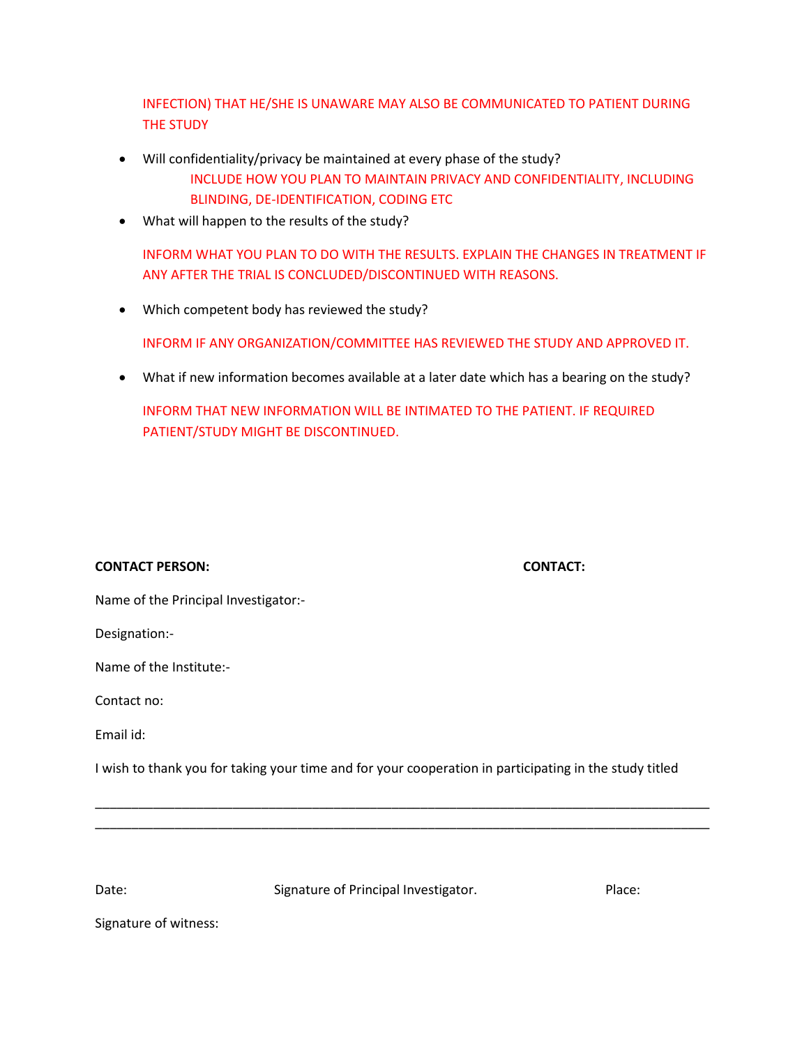INFECTION) THAT HE/SHE IS UNAWARE MAY ALSO BE COMMUNICATED TO PATIENT DURING THE STUDY

- Will confidentiality/privacy be maintained at every phase of the study?

  INCLUDE HOW YOU PLAN TO MAINTAIN PRIVACY AND CONFIDENTIALITY, INCLUDING BLINDING, DE-IDENTIFICATION, CODING ETC

- What will happen to the results of the study?

  INFORM WHAT YOU PLAN TO DO WITH THE RESULTS. EXPLAIN THE CHANGES IN TREATMENT IF ANY AFTER THE TRIAL IS CONCLUDED/DISCONTINUED WITH REASONS.

- Which competent body has reviewed the study?

  INFORM IF ANY ORGANIZATION/COMMITTEE HAS REVIEWED THE STUDY AND APPROVED IT.

- What if new information becomes available at a later date which has a bearing on the study?

  INFORM THAT NEW INFORMATION WILL BE INTIMATED TO THE PATIENT. IF REQUIRED PATIENT/STUDY MIGHT BE DISCONTINUED.

**CONTACT PERSON:** **CONTACT:**

Name of the Principal Investigator:-

Designation:-

Name of the Institute:-

Contact no:

Email id:

I wish to thank you for taking your time and for your cooperation in participating in the study titled

______________________________________________________________________________

______________________________________________________________________________

Date: Signature of Principal Investigator. Place:

Signature of witness: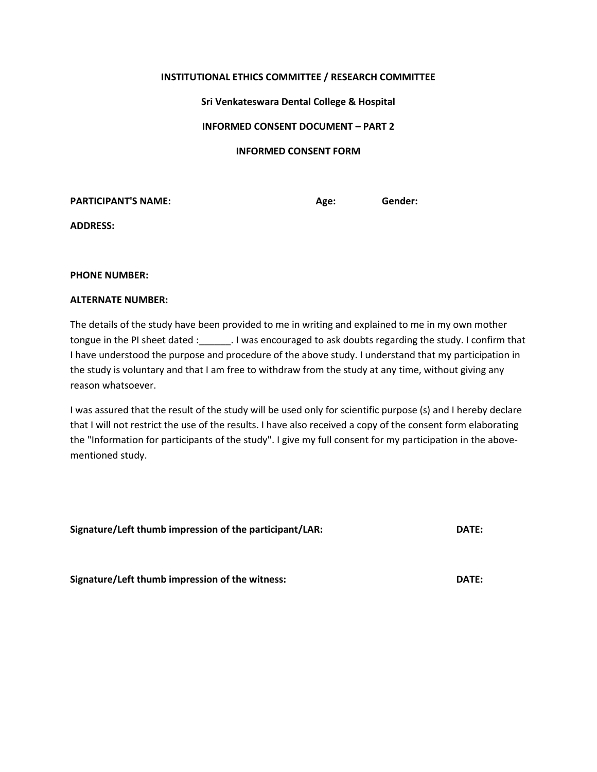**INSTITUTIONAL ETHICS COMMITTEE / RESEARCH COMMITTEE**

**Sri Venkateswara Dental College & Hospital**

**INFORMED CONSENT DOCUMENT – PART 2**

**INFORMED CONSENT FORM**

**PARTICIPANT'S NAME:** **Age:** **Gender:**

**ADDRESS:**

**PHONE NUMBER:**

**ALTERNATE NUMBER:**

The details of the study have been provided to me in writing and explained to me in my own mother tongue in the PI sheet dated :______. I was encouraged to ask doubts regarding the study. I confirm that I have understood the purpose and procedure of the above study. I understand that my participation in the study is voluntary and that I am free to withdraw from the study at any time, without giving any reason whatsoever.

I was assured that the result of the study will be used only for scientific purpose (s) and I hereby declare that I will not restrict the use of the results. I have also received a copy of the consent form elaborating the "Information for participants of the study". I give my full consent for my participation in the above-mentioned study.

**Signature/Left thumb impression of the participant/LAR:** **DATE:**

**Signature/Left thumb impression of the witness:** **DATE:**